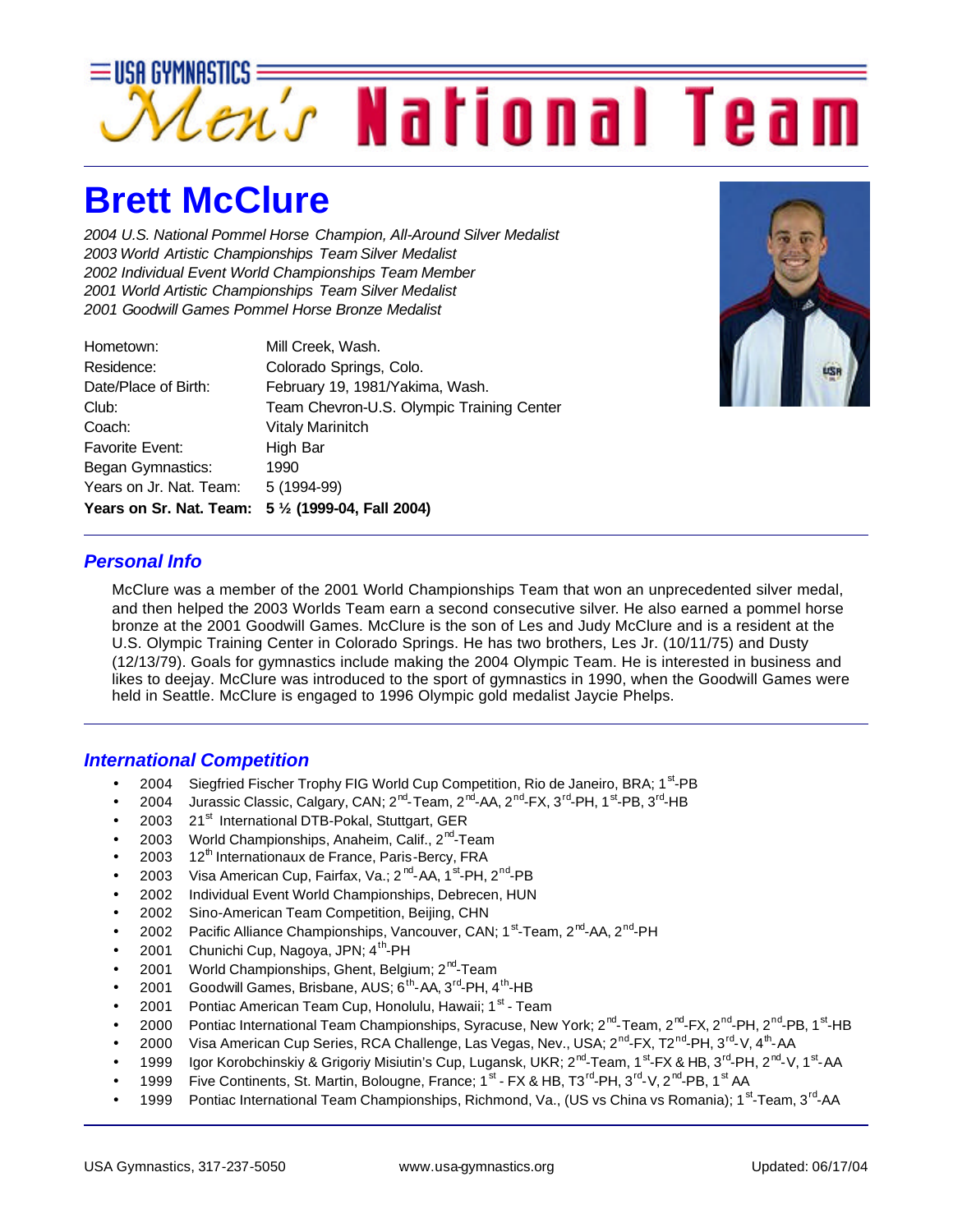# USA GYMNASTICS Men's National Team

# Brett McClure

*2004 U.S. National Pommel Horse Champion, All-Around Silver Medalist*
*2003 World Artistic Championships Team Silver Medalist*
*2002 Individual Event World Championships Team Member*
*2001 World Artistic Championships Team Silver Medalist*
*2001 Goodwill Games Pommel Horse Bronze Medalist*

| | |
|---|---|
| Hometown: | Mill Creek, Wash. |
| Residence: | Colorado Springs, Colo. |
| Date/Place of Birth: | February 19, 1981/Yakima, Wash. |
| Club: | Team Chevron-U.S. Olympic Training Center |
| Coach: | Vitaly Marinitch |
| Favorite Event: | High Bar |
| Began Gymnastics: | 1990 |
| Years on Jr. Nat. Team: | 5 (1994-99) |
| **Years on Sr. Nat. Team:** | **5 ½ (1999-04, Fall 2004)** |

## *Personal Info*

McClure was a member of the 2001 World Championships Team that won an unprecedented silver medal, and then helped the 2003 Worlds Team earn a second consecutive silver. He also earned a pommel horse bronze at the 2001 Goodwill Games. McClure is the son of Les and Judy McClure and is a resident at the U.S. Olympic Training Center in Colorado Springs. He has two brothers, Les Jr. (10/11/75) and Dusty (12/13/79). Goals for gymnastics include making the 2004 Olympic Team. He is interested in business and likes to deejay. McClure was introduced to the sport of gymnastics in 1990, when the Goodwill Games were held in Seattle. McClure is engaged to 1996 Olympic gold medalist Jaycie Phelps.

## *International Competition*

- 2004 Siegfried Fischer Trophy FIG World Cup Competition, Rio de Janeiro, BRA; 1st-PB
- 2004 Jurassic Classic, Calgary, CAN; 2nd-Team, 2nd-AA, 2nd-FX, 3rd-PH, 1st-PB, 3rd-HB
- 2003 21st International DTB-Pokal, Stuttgart, GER
- 2003 World Championships, Anaheim, Calif., 2nd-Team
- 2003 12th Internationaux de France, Paris-Bercy, FRA
- 2003 Visa American Cup, Fairfax, Va.; 2nd-AA, 1st-PH, 2nd-PB
- 2002 Individual Event World Championships, Debrecen, HUN
- 2002 Sino-American Team Competition, Beijing, CHN
- 2002 Pacific Alliance Championships, Vancouver, CAN; 1st-Team, 2nd-AA, 2nd-PH
- 2001 Chunichi Cup, Nagoya, JPN; 4th-PH
- 2001 World Championships, Ghent, Belgium; 2nd-Team
- 2001 Goodwill Games, Brisbane, AUS; 6th-AA, 3rd-PH, 4th-HB
- 2001 Pontiac American Team Cup, Honolulu, Hawaii; 1st - Team
- 2000 Pontiac International Team Championships, Syracuse, New York; 2nd-Team, 2nd-FX, 2nd-PH, 2nd-PB, 1st-HB
- 2000 Visa American Cup Series, RCA Challenge, Las Vegas, Nev., USA; 2nd-FX, T2nd-PH, 3rd-V, 4th-AA
- 1999 Igor Korobchinskiy & Grigoriy Misiutin's Cup, Lugansk, UKR; 2nd-Team, 1st-FX & HB, 3rd-PH, 2nd-V, 1st-AA
- 1999 Five Continents, St. Martin, Bolougne, France; 1st - FX & HB, T3rd-PH, 3rd-V, 2nd-PB, 1st AA
- 1999 Pontiac International Team Championships, Richmond, Va., (US vs China vs Romania); 1st-Team, 3rd-AA

USA Gymnastics, 317-237-5050 www.usa-gymnastics.org Updated: 06/17/04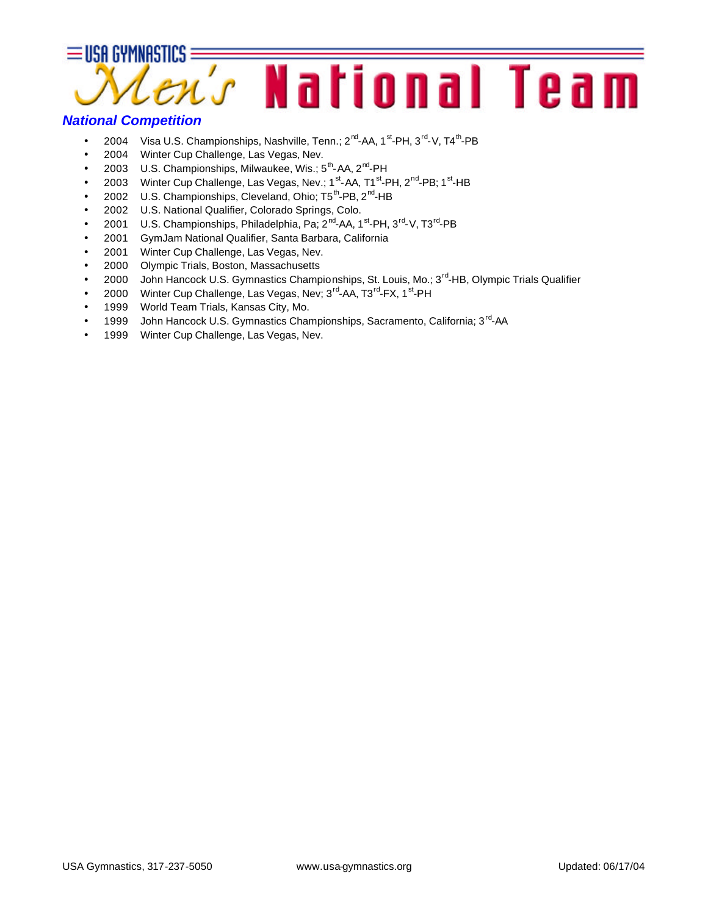## National Competition

- 2004 Visa U.S. Championships, Nashville, Tenn.; 2nd-AA, 1st-PH, 3rd-V, T4th-PB
- 2004 Winter Cup Challenge, Las Vegas, Nev.
- 2003 U.S. Championships, Milwaukee, Wis.; 5th-AA, 2nd-PH
- 2003 Winter Cup Challenge, Las Vegas, Nev.; 1st-AA, T1st-PH, 2nd-PB; 1st-HB
- 2002 U.S. Championships, Cleveland, Ohio; T5th-PB, 2nd-HB
- 2002 U.S. National Qualifier, Colorado Springs, Colo.
- 2001 U.S. Championships, Philadelphia, Pa; 2nd-AA, 1st-PH, 3rd-V, T3rd-PB
- 2001 GymJam National Qualifier, Santa Barbara, California
- 2001 Winter Cup Challenge, Las Vegas, Nev.
- 2000 Olympic Trials, Boston, Massachusetts
- 2000 John Hancock U.S. Gymnastics Championships, St. Louis, Mo.; 3rd-HB, Olympic Trials Qualifier
- 2000 Winter Cup Challenge, Las Vegas, Nev; 3rd-AA, T3rd-FX, 1st-PH
- 1999 World Team Trials, Kansas City, Mo.
- 1999 John Hancock U.S. Gymnastics Championships, Sacramento, California; 3rd-AA
- 1999 Winter Cup Challenge, Las Vegas, Nev.